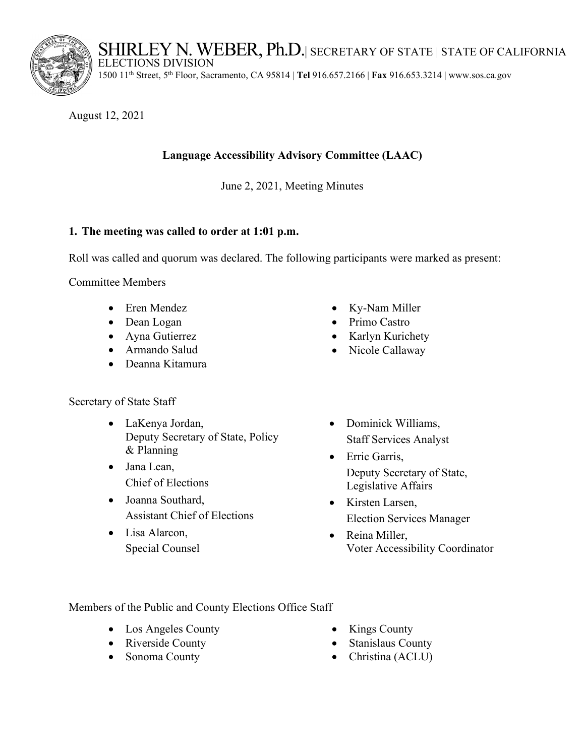SHIRLEY N. WEBER, Ph.D.| SECRETARY OF STATE | STATE OF CALIFORNIA
ELECTIONS DIVISION
1500 11th Street, 5th Floor, Sacramento, CA 95814 | **Tel** 916.657.2166 | **Fax** 916.653.3214 | www.sos.ca.gov

August 12, 2021

**Language Accessibility Advisory Committee (LAAC)**

June 2, 2021, Meeting Minutes

## 1. The meeting was called to order at 1:01 p.m.

Roll was called and quorum was declared. The following participants were marked as present:

Committee Members

- Eren Mendez
- Dean Logan
- Ayna Gutierrez
- Armando Salud
- Deanna Kitamura
- Ky-Nam Miller
- Primo Castro
- Karlyn Kurichety
- Nicole Callaway

Secretary of State Staff

- LaKenya Jordan, Deputy Secretary of State, Policy & Planning
- Jana Lean, Chief of Elections
- Joanna Southard, Assistant Chief of Elections
- Lisa Alarcon, Special Counsel
- Dominick Williams, Staff Services Analyst
- Erric Garris, Deputy Secretary of State, Legislative Affairs
- Kirsten Larsen, Election Services Manager
- Reina Miller, Voter Accessibility Coordinator

Members of the Public and County Elections Office Staff

- Los Angeles County
- Riverside County
- Sonoma County
- Kings County
- Stanislaus County
- Christina (ACLU)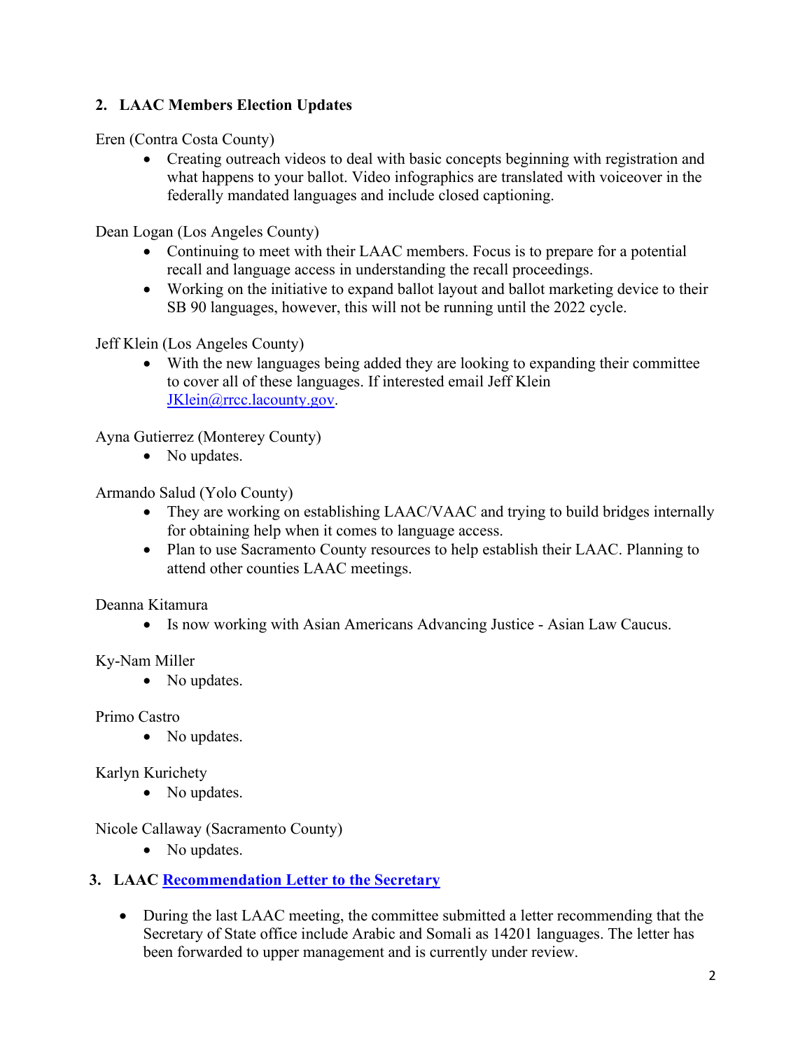## 2. LAAC Members Election Updates

Eren (Contra Costa County)

- Creating outreach videos to deal with basic concepts beginning with registration and what happens to your ballot. Video infographics are translated with voiceover in the federally mandated languages and include closed captioning.

Dean Logan (Los Angeles County)

- Continuing to meet with their LAAC members. Focus is to prepare for a potential recall and language access in understanding the recall proceedings.
- Working on the initiative to expand ballot layout and ballot marketing device to their SB 90 languages, however, this will not be running until the 2022 cycle.

Jeff Klein (Los Angeles County)

- With the new languages being added they are looking to expanding their committee to cover all of these languages. If interested email Jeff Klein [JKlein@rrcc.lacounty.gov](mailto:JKlein@rrcc.lacounty.gov).

Ayna Gutierrez (Monterey County)

- No updates.

Armando Salud (Yolo County)

- They are working on establishing LAAC/VAAC and trying to build bridges internally for obtaining help when it comes to language access.
- Plan to use Sacramento County resources to help establish their LAAC. Planning to attend other counties LAAC meetings.

Deanna Kitamura

- Is now working with Asian Americans Advancing Justice - Asian Law Caucus.

Ky-Nam Miller

- No updates.

Primo Castro

- No updates.

Karlyn Kurichety

- No updates.

Nicole Callaway (Sacramento County)

- No updates.

## 3. LAAC Recommendation Letter to the Secretary

- During the last LAAC meeting, the committee submitted a letter recommending that the Secretary of State office include Arabic and Somali as 14201 languages. The letter has been forwarded to upper management and is currently under review.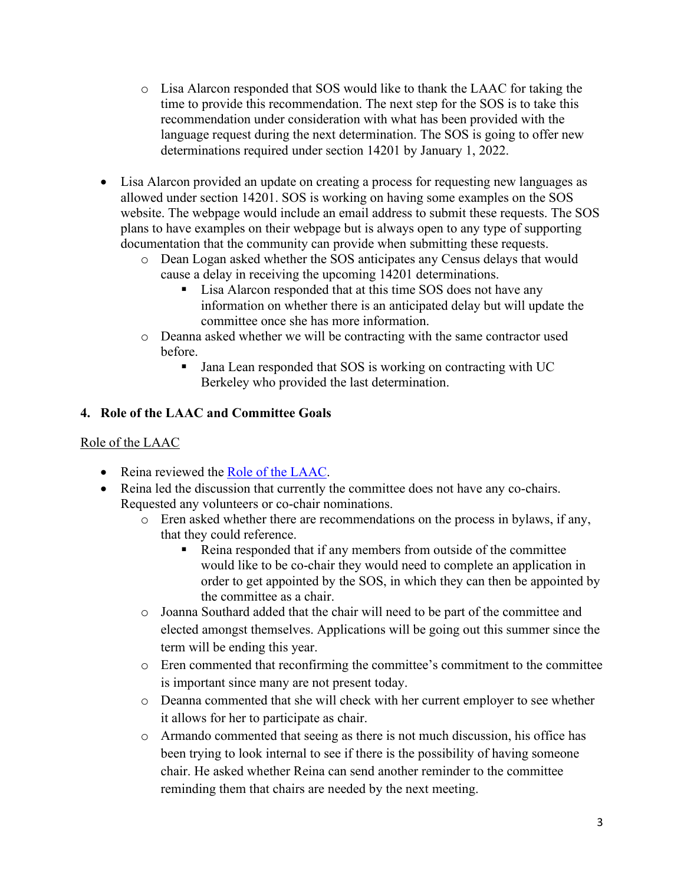- Lisa Alarcon responded that SOS would like to thank the LAAC for taking the time to provide this recommendation. The next step for the SOS is to take this recommendation under consideration with what has been provided with the language request during the next determination. The SOS is going to offer new determinations required under section 14201 by January 1, 2022.

- Lisa Alarcon provided an update on creating a process for requesting new languages as allowed under section 14201. SOS is working on having some examples on the SOS website. The webpage would include an email address to submit these requests. The SOS plans to have examples on their webpage but is always open to any type of supporting documentation that the community can provide when submitting these requests.
  - Dean Logan asked whether the SOS anticipates any Census delays that would cause a delay in receiving the upcoming 14201 determinations.
    - Lisa Alarcon responded that at this time SOS does not have any information on whether there is an anticipated delay but will update the committee once she has more information.
  - Deanna asked whether we will be contracting with the same contractor used before.
    - Jana Lean responded that SOS is working on contracting with UC Berkeley who provided the last determination.

## 4. Role of the LAAC and Committee Goals

Role of the LAAC

- Reina reviewed the Role of the LAAC.
- Reina led the discussion that currently the committee does not have any co-chairs. Requested any volunteers or co-chair nominations.
  - Eren asked whether there are recommendations on the process in bylaws, if any, that they could reference.
    - Reina responded that if any members from outside of the committee would like to be co-chair they would need to complete an application in order to get appointed by the SOS, in which they can then be appointed by the committee as a chair.
  - Joanna Southard added that the chair will need to be part of the committee and elected amongst themselves. Applications will be going out this summer since the term will be ending this year.
  - Eren commented that reconfirming the committee's commitment to the committee is important since many are not present today.
  - Deanna commented that she will check with her current employer to see whether it allows for her to participate as chair.
  - Armando commented that seeing as there is not much discussion, his office has been trying to look internal to see if there is the possibility of having someone chair. He asked whether Reina can send another reminder to the committee reminding them that chairs are needed by the next meeting.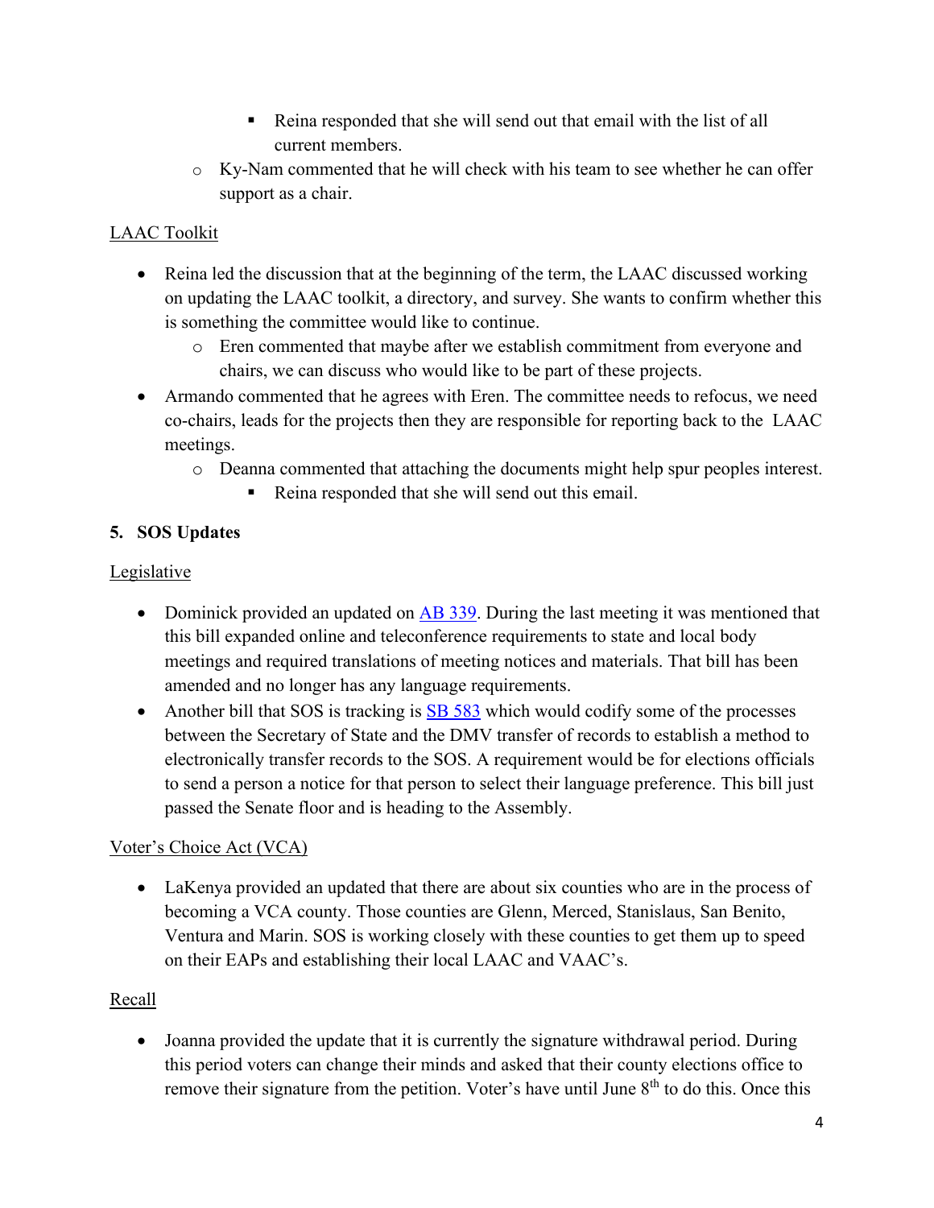- Reina responded that she will send out that email with the list of all current members.
    - Ky-Nam commented that he will check with his team to see whether he can offer support as a chair.

LAAC Toolkit

- Reina led the discussion that at the beginning of the term, the LAAC discussed working on updating the LAAC toolkit, a directory, and survey. She wants to confirm whether this is something the committee would like to continue.
    - Eren commented that maybe after we establish commitment from everyone and chairs, we can discuss who would like to be part of these projects.
- Armando commented that he agrees with Eren. The committee needs to refocus, we need co-chairs, leads for the projects then they are responsible for reporting back to the LAAC meetings.
    - Deanna commented that attaching the documents might help spur peoples interest.
        - Reina responded that she will send out this email.

## 5. SOS Updates

Legislative

- Dominick provided an updated on [AB 339](). During the last meeting it was mentioned that this bill expanded online and teleconference requirements to state and local body meetings and required translations of meeting notices and materials. That bill has been amended and no longer has any language requirements.
- Another bill that SOS is tracking is [SB 583]() which would codify some of the processes between the Secretary of State and the DMV transfer of records to establish a method to electronically transfer records to the SOS. A requirement would be for elections officials to send a person a notice for that person to select their language preference. This bill just passed the Senate floor and is heading to the Assembly.

Voter's Choice Act (VCA)

- LaKenya provided an updated that there are about six counties who are in the process of becoming a VCA county. Those counties are Glenn, Merced, Stanislaus, San Benito, Ventura and Marin. SOS is working closely with these counties to get them up to speed on their EAPs and establishing their local LAAC and VAAC's.

Recall

- Joanna provided the update that it is currently the signature withdrawal period. During this period voters can change their minds and asked that their county elections office to remove their signature from the petition. Voter's have until June 8th to do this. Once this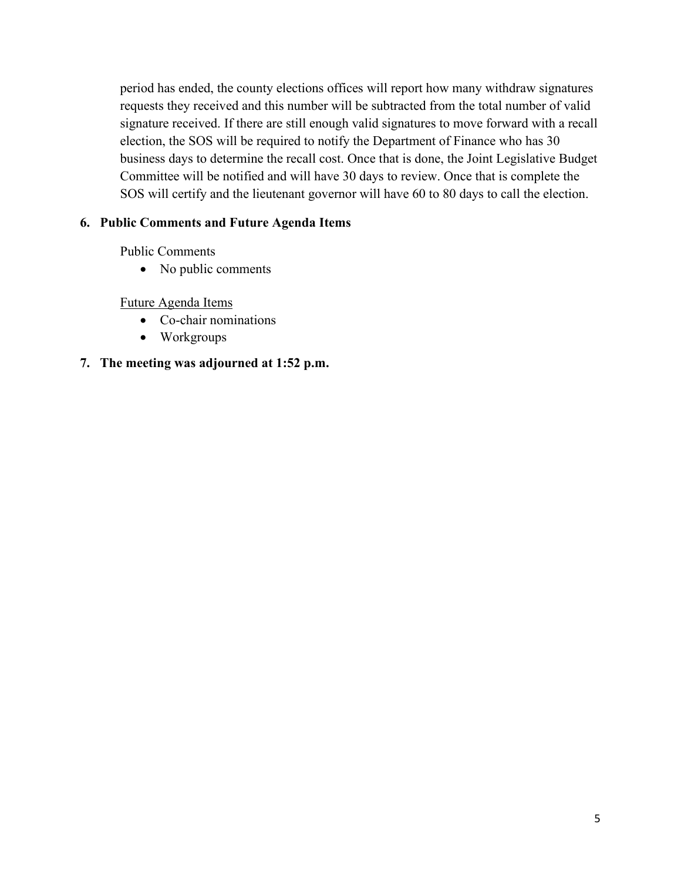period has ended, the county elections offices will report how many withdraw signatures requests they received and this number will be subtracted from the total number of valid signature received. If there are still enough valid signatures to move forward with a recall election, the SOS will be required to notify the Department of Finance who has 30 business days to determine the recall cost. Once that is done, the Joint Legislative Budget Committee will be notified and will have 30 days to review. Once that is complete the SOS will certify and the lieutenant governor will have 60 to 80 days to call the election.

**6. Public Comments and Future Agenda Items**

Public Comments

- No public comments

<u>Future Agenda Items</u>

- Co-chair nominations
- Workgroups

**7. The meeting was adjourned at 1:52 p.m.**